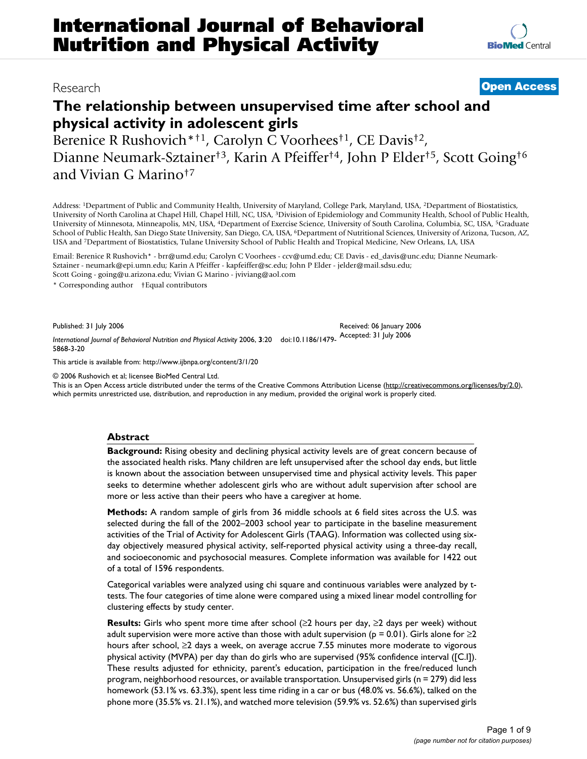# International Journal of Behavioral Nutrition and Physical Activity

Research

**Open Access**

# The relationship between unsupervised time after school and physical activity in adolescent girls

Berenice R Rushovich*†1, Carolyn C Voorhees†1, CE Davis†2, Dianne Neumark-Sztainer†3, Karin A Pfeiffer†4, John P Elder†5, Scott Going†6 and Vivian G Marino†7

Address: [1]Department of Public and Community Health, University of Maryland, College Park, Maryland, USA, [2]Department of Biostatistics, University of North Carolina at Chapel Hill, Chapel Hill, NC, USA, [3]Division of Epidemiology and Community Health, School of Public Health, University of Minnesota, Minneapolis, MN, USA, [4]Department of Exercise Science, University of South Carolina, Columbia, SC, USA, [5]Graduate School of Public Health, San Diego State University, San Diego, CA, USA, [6]Department of Nutritional Sciences, University of Arizona, Tucson, AZ, USA and [7]Department of Biostatistics, Tulane University School of Public Health and Tropical Medicine, New Orleans, LA, USA

Email: Berenice R Rushovich* - brr@umd.edu; Carolyn C Voorhees - ccv@umd.edu; CE Davis - ed_davis@unc.edu; Dianne Neumark-Sztainer - neumark@epi.umn.edu; Karin A Pfeiffer - kapfeiffer@sc.edu; John P Elder - jelder@mail.sdsu.edu; Scott Going - going@u.arizona.edu; Vivian G Marino - jviviang@aol.com

\* Corresponding author †Equal contributors

Published: 31 July 2006

Received: 06 January 2006

Accepted: 31 July 2006

*International Journal of Behavioral Nutrition and Physical Activity* 2006, **3**:20 doi:10.1186/1479-5868-3-20

This article is available from: http://www.ijbnpa.org/content/3/1/20

© 2006 Rushovich et al; licensee BioMed Central Ltd.

This is an Open Access article distributed under the terms of the Creative Commons Attribution License (http://creativecommons.org/licenses/by/2.0), which permits unrestricted use, distribution, and reproduction in any medium, provided the original work is properly cited.

## Abstract

**Background:** Rising obesity and declining physical activity levels are of great concern because of the associated health risks. Many children are left unsupervised after the school day ends, but little is known about the association between unsupervised time and physical activity levels. This paper seeks to determine whether adolescent girls who are without adult supervision after school are more or less active than their peers who have a caregiver at home.

**Methods:** A random sample of girls from 36 middle schools at 6 field sites across the U.S. was selected during the fall of the 2002–2003 school year to participate in the baseline measurement activities of the Trial of Activity for Adolescent Girls (TAAG). Information was collected using six-day objectively measured physical activity, self-reported physical activity using a three-day recall, and socioeconomic and psychosocial measures. Complete information was available for 1422 out of a total of 1596 respondents.

Categorical variables were analyzed using chi square and continuous variables were analyzed by t-tests. The four categories of time alone were compared using a mixed linear model controlling for clustering effects by study center.

**Results:** Girls who spent more time after school (≥2 hours per day, ≥2 days per week) without adult supervision were more active than those with adult supervision ($p = 0.01$). Girls alone for ≥2 hours after school, ≥2 days a week, on average accrue 7.55 minutes more moderate to vigorous physical activity (MVPA) per day than do girls who are supervised (95% confidence interval ([C.I]). These results adjusted for ethnicity, parent's education, participation in the free/reduced lunch program, neighborhood resources, or available transportation. Unsupervised girls (n = 279) did less homework (53.1% vs. 63.3%), spent less time riding in a car or bus (48.0% vs. 56.6%), talked on the phone more (35.5% vs. 21.1%), and watched more television (59.9% vs. 52.6%) than supervised girls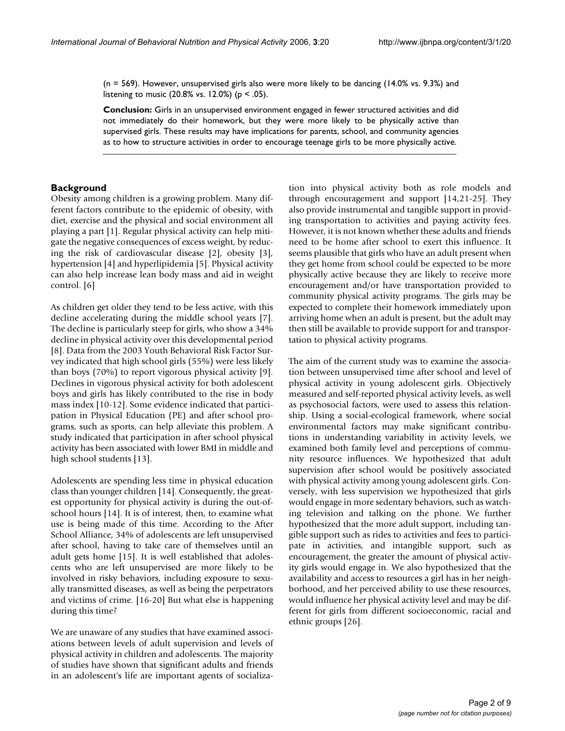(n = 569). However, unsupervised girls also were more likely to be dancing (14.0% vs. 9.3%) and listening to music (20.8% vs. 12.0%) ($p < .05$).

**Conclusion:** Girls in an unsupervised environment engaged in fewer structured activities and did not immediately do their homework, but they were more likely to be physically active than supervised girls. These results may have implications for parents, school, and community agencies as to how to structure activities in order to encourage teenage girls to be more physically active.

## Background

Obesity among children is a growing problem. Many different factors contribute to the epidemic of obesity, with diet, exercise and the physical and social environment all playing a part [1]. Regular physical activity can help mitigate the negative consequences of excess weight, by reducing the risk of cardiovascular disease [2], obesity [3], hypertension [4] and hyperlipidemia [5]. Physical activity can also help increase lean body mass and aid in weight control. [6]

As children get older they tend to be less active, with this decline accelerating during the middle school years [7]. The decline is particularly steep for girls, who show a 34% decline in physical activity over this developmental period [8]. Data from the 2003 Youth Behavioral Risk Factor Survey indicated that high school girls (55%) were less likely than boys (70%) to report vigorous physical activity [9]. Declines in vigorous physical activity for both adolescent boys and girls has likely contributed to the rise in body mass index [10-12]. Some evidence indicated that participation in Physical Education (PE) and after school programs, such as sports, can help alleviate this problem. A study indicated that participation in after school physical activity has been associated with lower BMI in middle and high school students [13].

Adolescents are spending less time in physical education class than younger children [14]. Consequently, the greatest opportunity for physical activity is during the out-of-school hours [14]. It is of interest, then, to examine what use is being made of this time. According to the After School Alliance, 34% of adolescents are left unsupervised after school, having to take care of themselves until an adult gets home [15]. It is well established that adolescents who are left unsupervised are more likely to be involved in risky behaviors, including exposure to sexually transmitted diseases, as well as being the perpetrators and victims of crime. [16-20] But what else is happening during this time?

We are unaware of any studies that have examined associations between levels of adult supervision and levels of physical activity in children and adolescents. The majority of studies have shown that significant adults and friends in an adolescent's life are important agents of socialization into physical activity both as role models and through encouragement and support [14,21-25]. They also provide instrumental and tangible support in providing transportation to activities and paying activity fees. However, it is not known whether these adults and friends need to be home after school to exert this influence. It seems plausible that girls who have an adult present when they get home from school could be expected to be more physically active because they are likely to receive more encouragement and/or have transportation provided to community physical activity programs. The girls may be expected to complete their homework immediately upon arriving home when an adult is present, but the adult may then still be available to provide support for and transportation to physical activity programs.

The aim of the current study was to examine the association between unsupervised time after school and level of physical activity in young adolescent girls. Objectively measured and self-reported physical activity levels, as well as psychosocial factors, were used to assess this relationship. Using a social-ecological framework, where social environmental factors may make significant contributions in understanding variability in activity levels, we examined both family level and perceptions of community resource influences. We hypothesized that adult supervision after school would be positively associated with physical activity among young adolescent girls. Conversely, with less supervision we hypothesized that girls would engage in more sedentary behaviors, such as watching television and talking on the phone. We further hypothesized that the more adult support, including tangible support such as rides to activities and fees to participate in activities, and intangible support, such as encouragement, the greater the amount of physical activity girls would engage in. We also hypothesized that the availability and access to resources a girl has in her neighborhood, and her perceived ability to use these resources, would influence her physical activity level and may be different for girls from different socioeconomic, racial and ethnic groups [26].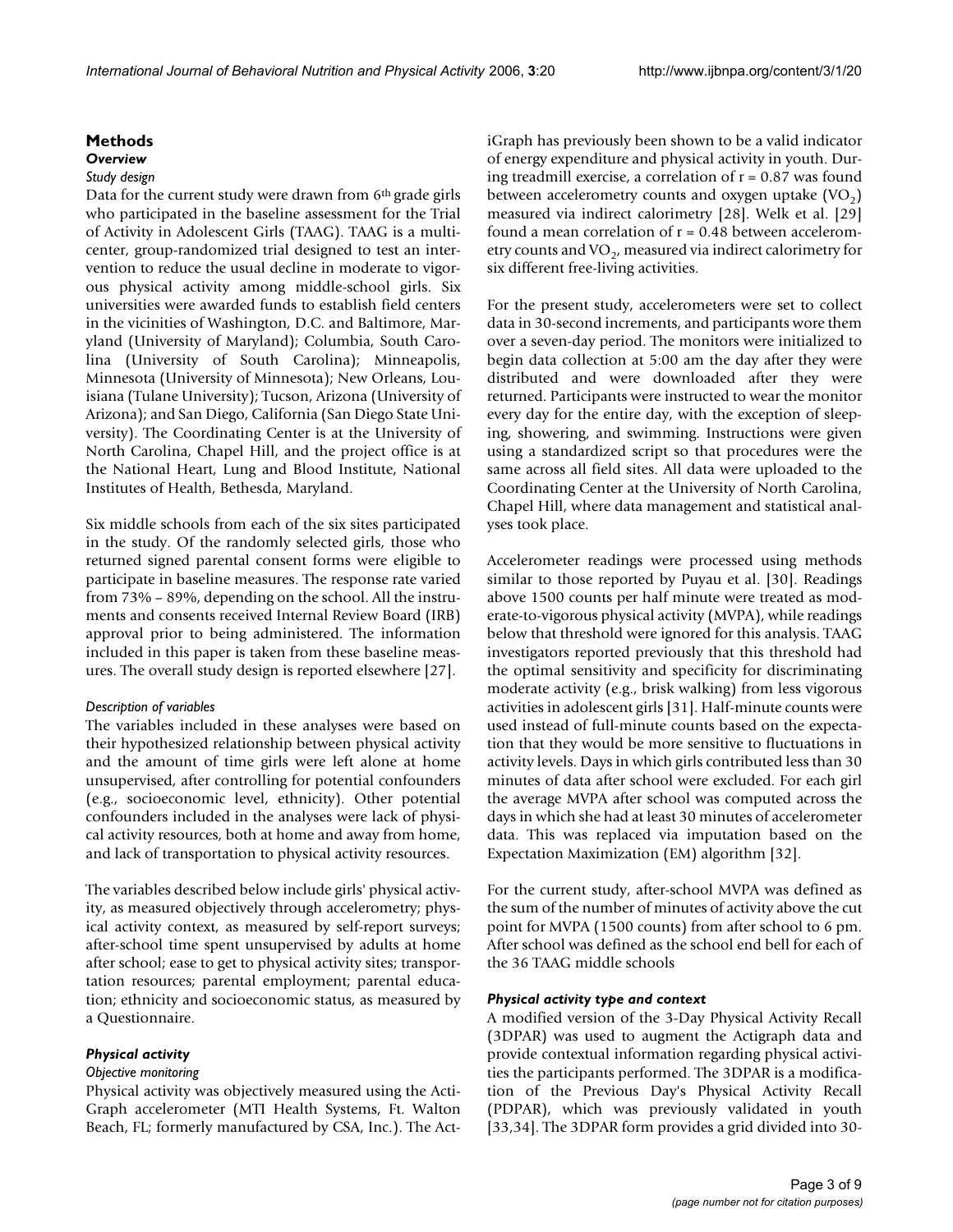## Methods

### *Overview*

*Study design*

Data for the current study were drawn from 6th grade girls who participated in the baseline assessment for the Trial of Activity in Adolescent Girls (TAAG). TAAG is a multi-center, group-randomized trial designed to test an intervention to reduce the usual decline in moderate to vigorous physical activity among middle-school girls. Six universities were awarded funds to establish field centers in the vicinities of Washington, D.C. and Baltimore, Maryland (University of Maryland); Columbia, South Carolina (University of South Carolina); Minneapolis, Minnesota (University of Minnesota); New Orleans, Louisiana (Tulane University); Tucson, Arizona (University of Arizona); and San Diego, California (San Diego State University). The Coordinating Center is at the University of North Carolina, Chapel Hill, and the project office is at the National Heart, Lung and Blood Institute, National Institutes of Health, Bethesda, Maryland.

Six middle schools from each of the six sites participated in the study. Of the randomly selected girls, those who returned signed parental consent forms were eligible to participate in baseline measures. The response rate varied from 73% – 89%, depending on the school. All the instruments and consents received Internal Review Board (IRB) approval prior to being administered. The information included in this paper is taken from these baseline measures. The overall study design is reported elsewhere [27].

*Description of variables*

The variables included in these analyses were based on their hypothesized relationship between physical activity and the amount of time girls were left alone at home unsupervised, after controlling for potential confounders (e.g., socioeconomic level, ethnicity). Other potential confounders included in the analyses were lack of physical activity resources, both at home and away from home, and lack of transportation to physical activity resources.

The variables described below include girls' physical activity, as measured objectively through accelerometry; physical activity context, as measured by self-report surveys; after-school time spent unsupervised by adults at home after school; ease to get to physical activity sites; transportation resources; parental employment; parental education; ethnicity and socioeconomic status, as measured by a Questionnaire.

### *Physical activity*

*Objective monitoring*

Physical activity was objectively measured using the Acti-Graph accelerometer (MTI Health Systems, Ft. Walton Beach, FL; formerly manufactured by CSA, Inc.). The ActiGraph has previously been shown to be a valid indicator of energy expenditure and physical activity in youth. During treadmill exercise, a correlation of r = 0.87 was found between accelerometry counts and oxygen uptake ($VO_2$) measured via indirect calorimetry [28]. Welk et al. [29] found a mean correlation of r = 0.48 between accelerometry counts and $VO_2$, measured via indirect calorimetry for six different free-living activities.

For the present study, accelerometers were set to collect data in 30-second increments, and participants wore them over a seven-day period. The monitors were initialized to begin data collection at 5:00 am the day after they were distributed and were downloaded after they were returned. Participants were instructed to wear the monitor every day for the entire day, with the exception of sleeping, showering, and swimming. Instructions were given using a standardized script so that procedures were the same across all field sites. All data were uploaded to the Coordinating Center at the University of North Carolina, Chapel Hill, where data management and statistical analyses took place.

Accelerometer readings were processed using methods similar to those reported by Puyau et al. [30]. Readings above 1500 counts per half minute were treated as moderate-to-vigorous physical activity (MVPA), while readings below that threshold were ignored for this analysis. TAAG investigators reported previously that this threshold had the optimal sensitivity and specificity for discriminating moderate activity (e.g., brisk walking) from less vigorous activities in adolescent girls [31]. Half-minute counts were used instead of full-minute counts based on the expectation that they would be more sensitive to fluctuations in activity levels. Days in which girls contributed less than 30 minutes of data after school were excluded. For each girl the average MVPA after school was computed across the days in which she had at least 30 minutes of accelerometer data. This was replaced via imputation based on the Expectation Maximization (EM) algorithm [32].

For the current study, after-school MVPA was defined as the sum of the number of minutes of activity above the cut point for MVPA (1500 counts) from after school to 6 pm. After school was defined as the school end bell for each of the 36 TAAG middle schools

### *Physical activity type and context*

A modified version of the 3-Day Physical Activity Recall (3DPAR) was used to augment the Actigraph data and provide contextual information regarding physical activities the participants performed. The 3DPAR is a modification of the Previous Day's Physical Activity Recall (PDPAR), which was previously validated in youth [33,34]. The 3DPAR form provides a grid divided into 30-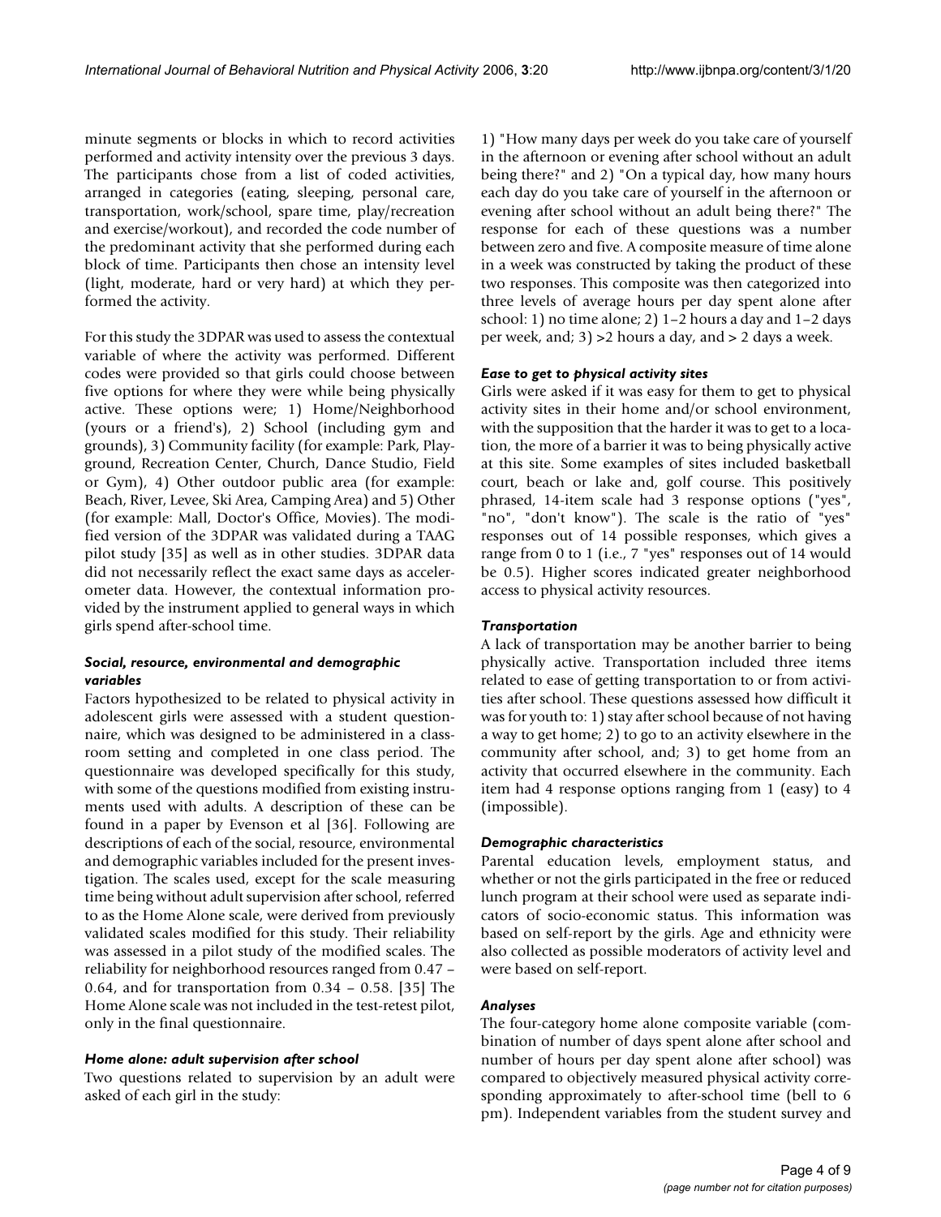minute segments or blocks in which to record activities performed and activity intensity over the previous 3 days. The participants chose from a list of coded activities, arranged in categories (eating, sleeping, personal care, transportation, work/school, spare time, play/recreation and exercise/workout), and recorded the code number of the predominant activity that she performed during each block of time. Participants then chose an intensity level (light, moderate, hard or very hard) at which they performed the activity.

For this study the 3DPAR was used to assess the contextual variable of where the activity was performed. Different codes were provided so that girls could choose between five options for where they were while being physically active. These options were; 1) Home/Neighborhood (yours or a friend's), 2) School (including gym and grounds), 3) Community facility (for example: Park, Playground, Recreation Center, Church, Dance Studio, Field or Gym), 4) Other outdoor public area (for example: Beach, River, Levee, Ski Area, Camping Area) and 5) Other (for example: Mall, Doctor's Office, Movies). The modified version of the 3DPAR was validated during a TAAG pilot study [35] as well as in other studies. 3DPAR data did not necessarily reflect the exact same days as accelerometer data. However, the contextual information provided by the instrument applied to general ways in which girls spend after-school time.

#### *Social, resource, environmental and demographic variables*

Factors hypothesized to be related to physical activity in adolescent girls were assessed with a student questionnaire, which was designed to be administered in a classroom setting and completed in one class period. The questionnaire was developed specifically for this study, with some of the questions modified from existing instruments used with adults. A description of these can be found in a paper by Evenson et al [36]. Following are descriptions of each of the social, resource, environmental and demographic variables included for the present investigation. The scales used, except for the scale measuring time being without adult supervision after school, referred to as the Home Alone scale, were derived from previously validated scales modified for this study. Their reliability was assessed in a pilot study of the modified scales. The reliability for neighborhood resources ranged from 0.47 – 0.64, and for transportation from 0.34 – 0.58. [35] The Home Alone scale was not included in the test-retest pilot, only in the final questionnaire.

#### *Home alone: adult supervision after school*

Two questions related to supervision by an adult were asked of each girl in the study:

1) "How many days per week do you take care of yourself in the afternoon or evening after school without an adult being there?" and 2) "On a typical day, how many hours each day do you take care of yourself in the afternoon or evening after school without an adult being there?" The response for each of these questions was a number between zero and five. A composite measure of time alone in a week was constructed by taking the product of these two responses. This composite was then categorized into three levels of average hours per day spent alone after school: 1) no time alone; 2) 1–2 hours a day and 1–2 days per week, and; 3) >2 hours a day, and > 2 days a week.

#### *Ease to get to physical activity sites*

Girls were asked if it was easy for them to get to physical activity sites in their home and/or school environment, with the supposition that the harder it was to get to a location, the more of a barrier it was to being physically active at this site. Some examples of sites included basketball court, beach or lake and, golf course. This positively phrased, 14-item scale had 3 response options ("yes", "no", "don't know"). The scale is the ratio of "yes" responses out of 14 possible responses, which gives a range from 0 to 1 (i.e., 7 "yes" responses out of 14 would be 0.5). Higher scores indicated greater neighborhood access to physical activity resources.

#### *Transportation*

A lack of transportation may be another barrier to being physically active. Transportation included three items related to ease of getting transportation to or from activities after school. These questions assessed how difficult it was for youth to: 1) stay after school because of not having a way to get home; 2) to go to an activity elsewhere in the community after school, and; 3) to get home from an activity that occurred elsewhere in the community. Each item had 4 response options ranging from 1 (easy) to 4 (impossible).

#### *Demographic characteristics*

Parental education levels, employment status, and whether or not the girls participated in the free or reduced lunch program at their school were used as separate indicators of socio-economic status. This information was based on self-report by the girls. Age and ethnicity were also collected as possible moderators of activity level and were based on self-report.

#### *Analyses*

The four-category home alone composite variable (combination of number of days spent alone after school and number of hours per day spent alone after school) was compared to objectively measured physical activity corresponding approximately to after-school time (bell to 6 pm). Independent variables from the student survey and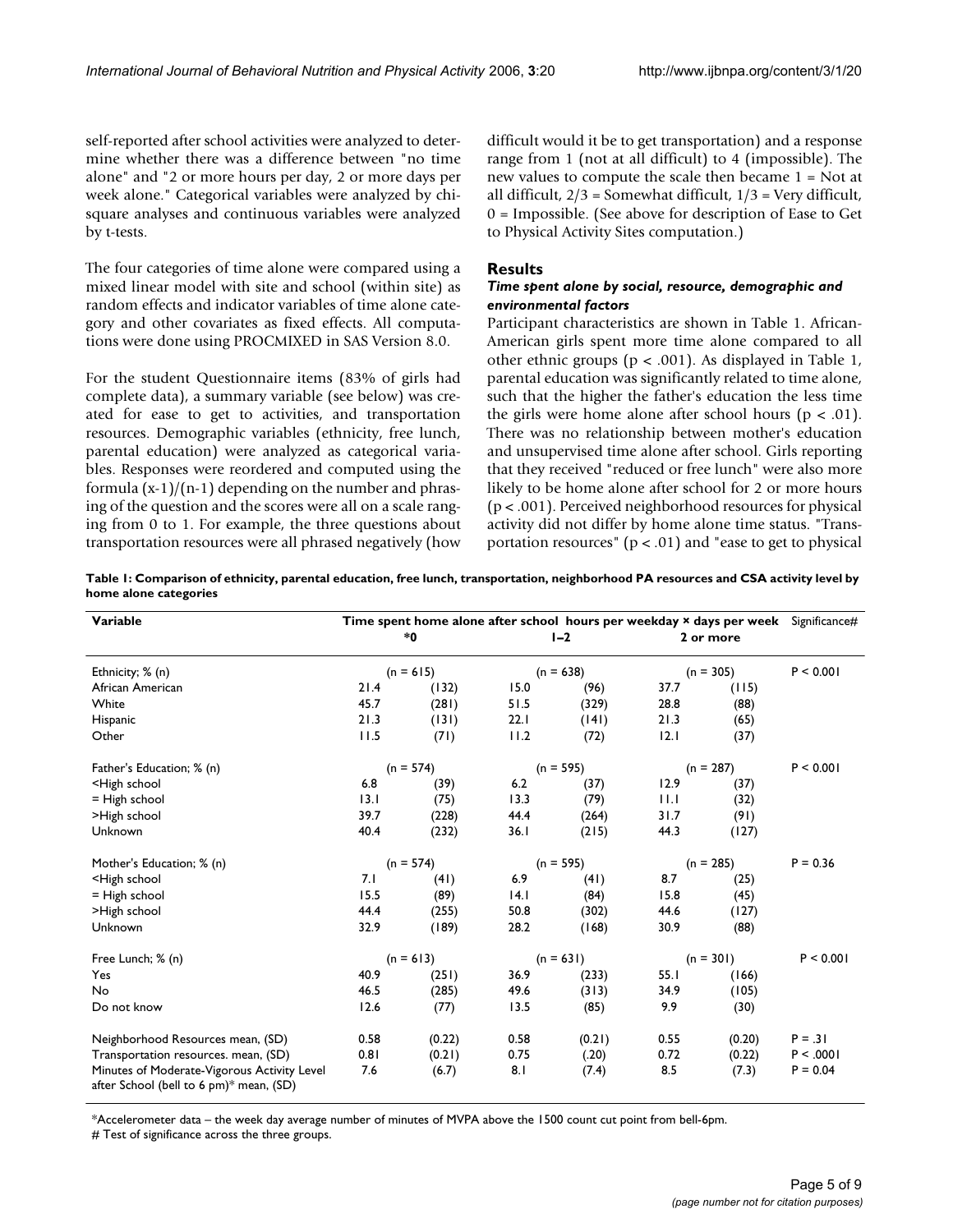self-reported after school activities were analyzed to determine whether there was a difference between "no time alone" and "2 or more hours per day, 2 or more days per week alone." Categorical variables were analyzed by chi-square analyses and continuous variables were analyzed by t-tests.

The four categories of time alone were compared using a mixed linear model with site and school (within site) as random effects and indicator variables of time alone category and other covariates as fixed effects. All computations were done using PROCMIXED in SAS Version 8.0.

For the student Questionnaire items (83% of girls had complete data), a summary variable (see below) was created for ease to get to activities, and transportation resources. Demographic variables (ethnicity, free lunch, parental education) were analyzed as categorical variables. Responses were reordered and computed using the formula $(x-1)/(n-1)$ depending on the number and phrasing of the question and the scores were all on a scale ranging from 0 to 1. For example, the three questions about transportation resources were all phrased negatively (how difficult would it be to get transportation) and a response range from 1 (not at all difficult) to 4 (impossible). The new values to compute the scale then became 1 = Not at all difficult, 2/3 = Somewhat difficult, 1/3 = Very difficult, 0 = Impossible. (See above for description of Ease to Get to Physical Activity Sites computation.)

## Results

### *Time spent alone by social, resource, demographic and environmental factors*

Participant characteristics are shown in Table 1. African-American girls spent more time alone compared to all other ethnic groups ($p < .001$). As displayed in Table 1, parental education was significantly related to time alone, such that the higher the father's education the less time the girls were home alone after school hours ($p < .01$). There was no relationship between mother's education and unsupervised time alone after school. Girls reporting that they received "reduced or free lunch" were also more likely to be home alone after school for 2 or more hours ($p < .001$). Perceived neighborhood resources for physical activity did not differ by home alone time status. "Transportation resources" ($p < .01$) and "ease to get to physical

**Table 1: Comparison of ethnicity, parental education, free lunch, transportation, neighborhood PA resources and CSA activity level by home alone categories**

| Variable | Time spent home alone after school hours per weekday × days per week | | | | | | Significance# |
|---|---|---|---|---|---|---|---|
| | *0 | | 1–2 | | 2 or more | | |
| Ethnicity; % (n) | (n = 615) | | (n = 638) | | (n = 305) | | P < 0.001 |
| African American | 21.4 | (132) | 15.0 | (96) | 37.7 | (115) | |
| White | 45.7 | (281) | 51.5 | (329) | 28.8 | (88) | |
| Hispanic | 21.3 | (131) | 22.1 | (141) | 21.3 | (65) | |
| Other | 11.5 | (71) | 11.2 | (72) | 12.1 | (37) | |
| Father's Education; % (n) | (n = 574) | | (n = 595) | | (n = 287) | | P < 0.001 |
| <High school | 6.8 | (39) | 6.2 | (37) | 12.9 | (37) | |
| = High school | 13.1 | (75) | 13.3 | (79) | 11.1 | (32) | |
| >High school | 39.7 | (228) | 44.4 | (264) | 31.7 | (91) | |
| Unknown | 40.4 | (232) | 36.1 | (215) | 44.3 | (127) | |
| Mother's Education; % (n) | (n = 574) | | (n = 595) | | (n = 285) | | P = 0.36 |
| <High school | 7.1 | (41) | 6.9 | (41) | 8.7 | (25) | |
| = High school | 15.5 | (89) | 14.1 | (84) | 15.8 | (45) | |
| >High school | 44.4 | (255) | 50.8 | (302) | 44.6 | (127) | |
| Unknown | 32.9 | (189) | 28.2 | (168) | 30.9 | (88) | |
| Free Lunch; % (n) | (n = 613) | | (n = 631) | | (n = 301) | | P < 0.001 |
| Yes | 40.9 | (251) | 36.9 | (233) | 55.1 | (166) | |
| No | 46.5 | (285) | 49.6 | (313) | 34.9 | (105) | |
| Do not know | 12.6 | (77) | 13.5 | (85) | 9.9 | (30) | |
| Neighborhood Resources mean, (SD) | 0.58 | (0.22) | 0.58 | (0.21) | 0.55 | (0.20) | P = .31 |
| Transportation resources. mean, (SD) | 0.81 | (0.21) | 0.75 | (.20) | 0.72 | (0.22) | P < .0001 |
| Minutes of Moderate-Vigorous Activity Level after School (bell to 6 pm)* mean, (SD) | 7.6 | (6.7) | 8.1 | (7.4) | 8.5 | (7.3) | P = 0.04 |

*Accelerometer data – the week day average number of minutes of MVPA above the 1500 count cut point from bell-6pm.

# Test of significance across the three groups.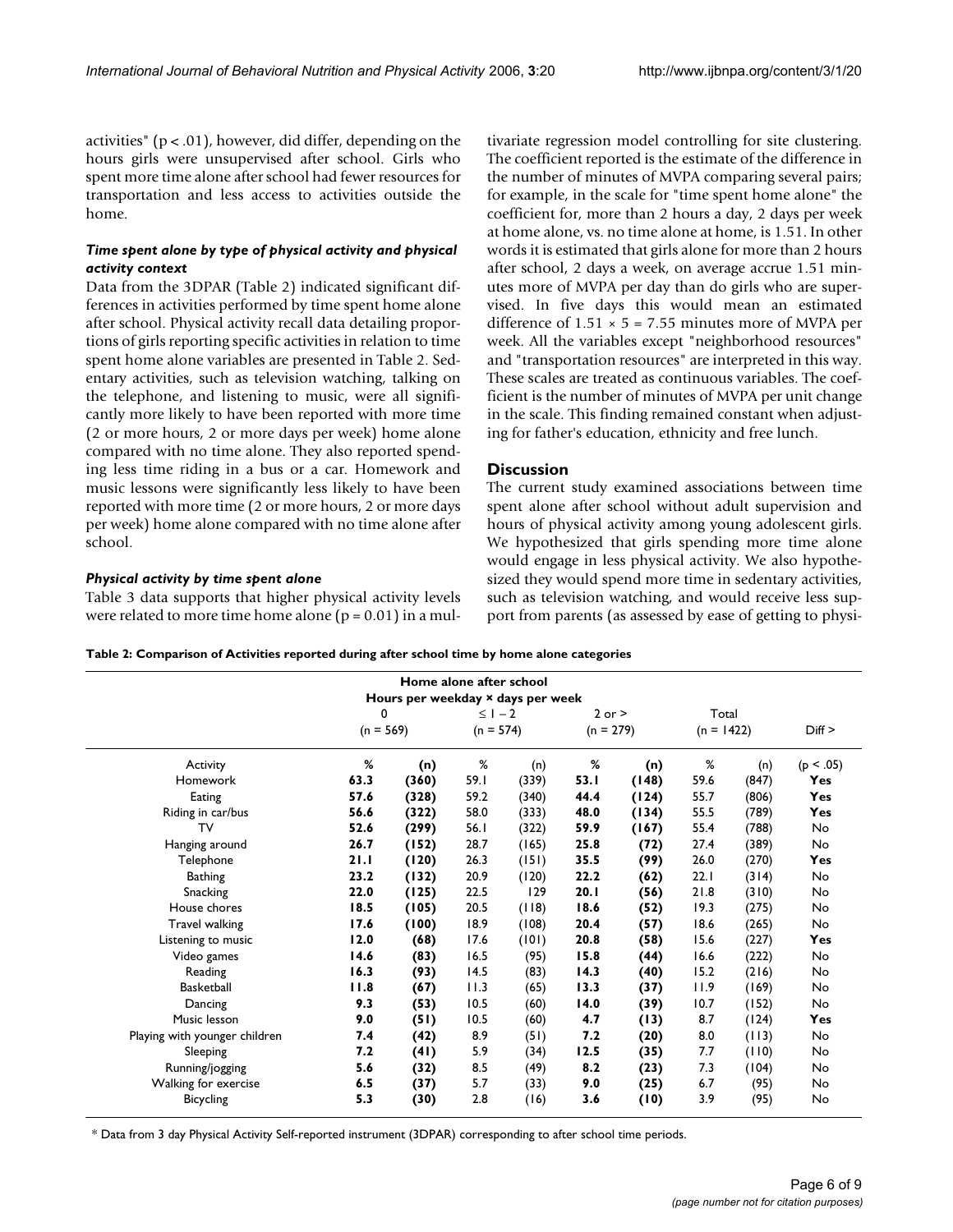activities" ($p < .01$), however, did differ, depending on the hours girls were unsupervised after school. Girls who spent more time alone after school had fewer resources for transportation and less access to activities outside the home.

### *Time spent alone by type of physical activity and physical activity context*

Data from the 3DPAR (Table 2) indicated significant differences in activities performed by time spent home alone after school. Physical activity recall data detailing proportions of girls reporting specific activities in relation to time spent home alone variables are presented in Table 2. Sedentary activities, such as television watching, talking on the telephone, and listening to music, were all significantly more likely to have been reported with more time (2 or more hours, 2 or more days per week) home alone compared with no time alone. They also reported spending less time riding in a bus or a car. Homework and music lessons were significantly less likely to have been reported with more time (2 or more hours, 2 or more days per week) home alone compared with no time alone after school.

### *Physical activity by time spent alone*

Table 3 data supports that higher physical activity levels were related to more time home alone ($p = 0.01$) in a multivariate regression model controlling for site clustering. The coefficient reported is the estimate of the difference in the number of minutes of MVPA comparing several pairs; for example, in the scale for "time spent home alone" the coefficient for, more than 2 hours a day, 2 days per week at home alone, vs. no time alone at home, is 1.51. In other words it is estimated that girls alone for more than 2 hours after school, 2 days a week, on average accrue 1.51 minutes more of MVPA per day than do girls who are supervised. In five days this would mean an estimated difference of $1.51 \times 5 = 7.55$ minutes more of MVPA per week. All the variables except "neighborhood resources" and "transportation resources" are interpreted in this way. These scales are treated as continuous variables. The coefficient is the number of minutes of MVPA per unit change in the scale. This finding remained constant when adjusting for father's education, ethnicity and free lunch.

## Discussion

The current study examined associations between time spent alone after school without adult supervision and hours of physical activity among young adolescent girls. We hypothesized that girls spending more time alone would engage in less physical activity. We also hypothesized they would spend more time in sedentary activities, such as television watching, and would receive less support from parents (as assessed by ease of getting to physi-

**Table 2: Comparison of Activities reported during after school time by home alone categories**

| | Home alone after school Hours per weekday × days per week | | | | | | | | |
|---|---|---|---|---|---|---|---|---|---|
| | 0 (n = 569) | | ≤ 1 – 2 (n = 574) | | 2 or > (n = 279) | | Total (n = 1422) | | Diff > |
| Activity | **%** | **(n)** | % | (n) | **%** | **(n)** | % | (n) | (p < .05) |
| Homework | **63.3** | **(360)** | 59.1 | (339) | **53.1** | **(148)** | 59.6 | (847) | **Yes** |
| Eating | **57.6** | **(328)** | 59.2 | (340) | **44.4** | **(124)** | 55.7 | (806) | **Yes** |
| Riding in car/bus | **56.6** | **(322)** | 58.0 | (333) | **48.0** | **(134)** | 55.5 | (789) | **Yes** |
| TV | **52.6** | **(299)** | 56.1 | (322) | **59.9** | **(167)** | 55.4 | (788) | No |
| Hanging around | **26.7** | **(152)** | 28.7 | (165) | **25.8** | **(72)** | 27.4 | (389) | No |
| Telephone | **21.1** | **(120)** | 26.3 | (151) | **35.5** | **(99)** | 26.0 | (270) | **Yes** |
| Bathing | **23.2** | **(132)** | 20.9 | (120) | **22.2** | **(62)** | 22.1 | (314) | No |
| Snacking | **22.0** | **(125)** | 22.5 | 129 | **20.1** | **(56)** | 21.8 | (310) | No |
| House chores | **18.5** | **(105)** | 20.5 | (118) | **18.6** | **(52)** | 19.3 | (275) | No |
| Travel walking | **17.6** | **(100)** | 18.9 | (108) | **20.4** | **(57)** | 18.6 | (265) | No |
| Listening to music | **12.0** | **(68)** | 17.6 | (101) | **20.8** | **(58)** | 15.6 | (227) | **Yes** |
| Video games | **14.6** | **(83)** | 16.5 | (95) | **15.8** | **(44)** | 16.6 | (222) | No |
| Reading | **16.3** | **(93)** | 14.5 | (83) | **14.3** | **(40)** | 15.2 | (216) | No |
| Basketball | **11.8** | **(67)** | 11.3 | (65) | **13.3** | **(37)** | 11.9 | (169) | No |
| Dancing | **9.3** | **(53)** | 10.5 | (60) | **14.0** | **(39)** | 10.7 | (152) | No |
| Music lesson | **9.0** | **(51)** | 10.5 | (60) | **4.7** | **(13)** | 8.7 | (124) | **Yes** |
| Playing with younger children | **7.4** | **(42)** | 8.9 | (51) | **7.2** | **(20)** | 8.0 | (113) | No |
| Sleeping | **7.2** | **(41)** | 5.9 | (34) | **12.5** | **(35)** | 7.7 | (110) | No |
| Running/jogging | **5.6** | **(32)** | 8.5 | (49) | **8.2** | **(23)** | 7.3 | (104) | No |
| Walking for exercise | **6.5** | **(37)** | 5.7 | (33) | **9.0** | **(25)** | 6.7 | (95) | No |
| Bicycling | **5.3** | **(30)** | 2.8 | (16) | **3.6** | **(10)** | 3.9 | (95) | No |

\* Data from 3 day Physical Activity Self-reported instrument (3DPAR) corresponding to after school time periods.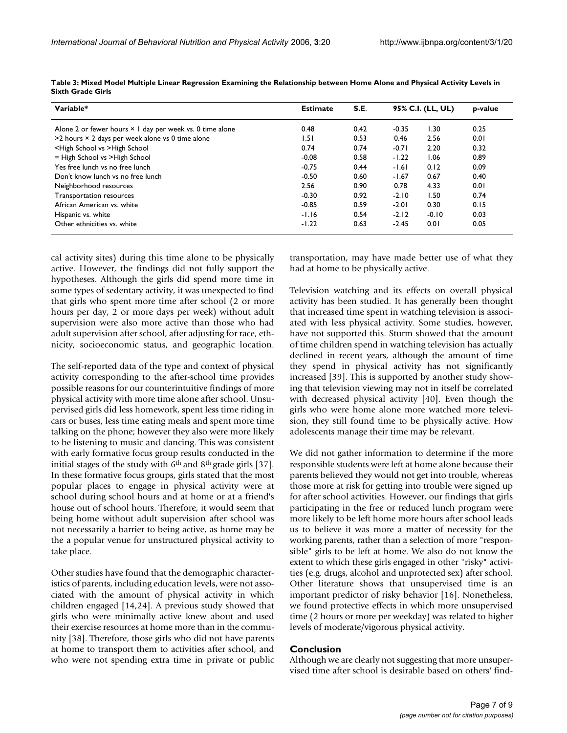**Table 3: Mixed Model Multiple Linear Regression Examining the Relationship between Home Alone and Physical Activity Levels in Sixth Grade Girls**

| Variable* | Estimate | S.E. | 95% C.I. (LL, UL) | | p-value |
|---|---|---|---|---|---|
| Alone 2 or fewer hours × 1 day per week vs. 0 time alone | 0.48 | 0.42 | -0.35 | 1.30 | 0.25 |
| >2 hours × 2 days per week alone vs 0 time alone | 1.51 | 0.53 | 0.46 | 2.56 | 0.01 |
| <High School vs >High School | 0.74 | 0.74 | -0.71 | 2.20 | 0.32 |
| = High School vs >High School | -0.08 | 0.58 | -1.22 | 1.06 | 0.89 |
| Yes free lunch vs no free lunch | -0.75 | 0.44 | -1.61 | 0.12 | 0.09 |
| Don't know lunch vs no free lunch | -0.50 | 0.60 | -1.67 | 0.67 | 0.40 |
| Neighborhood resources | 2.56 | 0.90 | 0.78 | 4.33 | 0.01 |
| Transportation resources | -0.30 | 0.92 | -2.10 | 1.50 | 0.74 |
| African American vs. white | -0.85 | 0.59 | -2.01 | 0.30 | 0.15 |
| Hispanic vs. white | -1.16 | 0.54 | -2.12 | -0.10 | 0.03 |
| Other ethnicities vs. white | -1.22 | 0.63 | -2.45 | 0.01 | 0.05 |

cal activity sites) during this time alone to be physically active. However, the findings did not fully support the hypotheses. Although the girls did spend more time in some types of sedentary activity, it was unexpected to find that girls who spent more time after school (2 or more hours per day, 2 or more days per week) without adult supervision were also more active than those who had adult supervision after school, after adjusting for race, ethnicity, socioeconomic status, and geographic location.

The self-reported data of the type and context of physical activity corresponding to the after-school time provides possible reasons for our counterintuitive findings of more physical activity with more time alone after school. Unsupervised girls did less homework, spent less time riding in cars or buses, less time eating meals and spent more time talking on the phone; however they also were more likely to be listening to music and dancing. This was consistent with early formative focus group results conducted in the initial stages of the study with 6th and 8th grade girls [37]. In these formative focus groups, girls stated that the most popular places to engage in physical activity were at school during school hours and at home or at a friend's house out of school hours. Therefore, it would seem that being home without adult supervision after school was not necessarily a barrier to being active, as home may be the a popular venue for unstructured physical activity to take place.

Other studies have found that the demographic characteristics of parents, including education levels, were not associated with the amount of physical activity in which children engaged [14,24]. A previous study showed that girls who were minimally active knew about and used their exercise resources at home more than in the community [38]. Therefore, those girls who did not have parents at home to transport them to activities after school, and who were not spending extra time in private or public transportation, may have made better use of what they had at home to be physically active.

Television watching and its effects on overall physical activity has been studied. It has generally been thought that increased time spent in watching television is associated with less physical activity. Some studies, however, have not supported this. Sturm showed that the amount of time children spend in watching television has actually declined in recent years, although the amount of time they spend in physical activity has not significantly increased [39]. This is supported by another study showing that television viewing may not in itself be correlated with decreased physical activity [40]. Even though the girls who were home alone more watched more television, they still found time to be physically active. How adolescents manage their time may be relevant.

We did not gather information to determine if the more responsible students were left at home alone because their parents believed they would not get into trouble, whereas those more at risk for getting into trouble were signed up for after school activities. However, our findings that girls participating in the free or reduced lunch program were more likely to be left home more hours after school leads us to believe it was more a matter of necessity for the working parents, rather than a selection of more "responsible" girls to be left at home. We also do not know the extent to which these girls engaged in other "risky" activities (e.g. drugs, alcohol and unprotected sex) after school. Other literature shows that unsupervised time is an important predictor of risky behavior [16]. Nonetheless, we found protective effects in which more unsupervised time (2 hours or more per weekday) was related to higher levels of moderate/vigorous physical activity.

## Conclusion

Although we are clearly not suggesting that more unsupervised time after school is desirable based on others' find-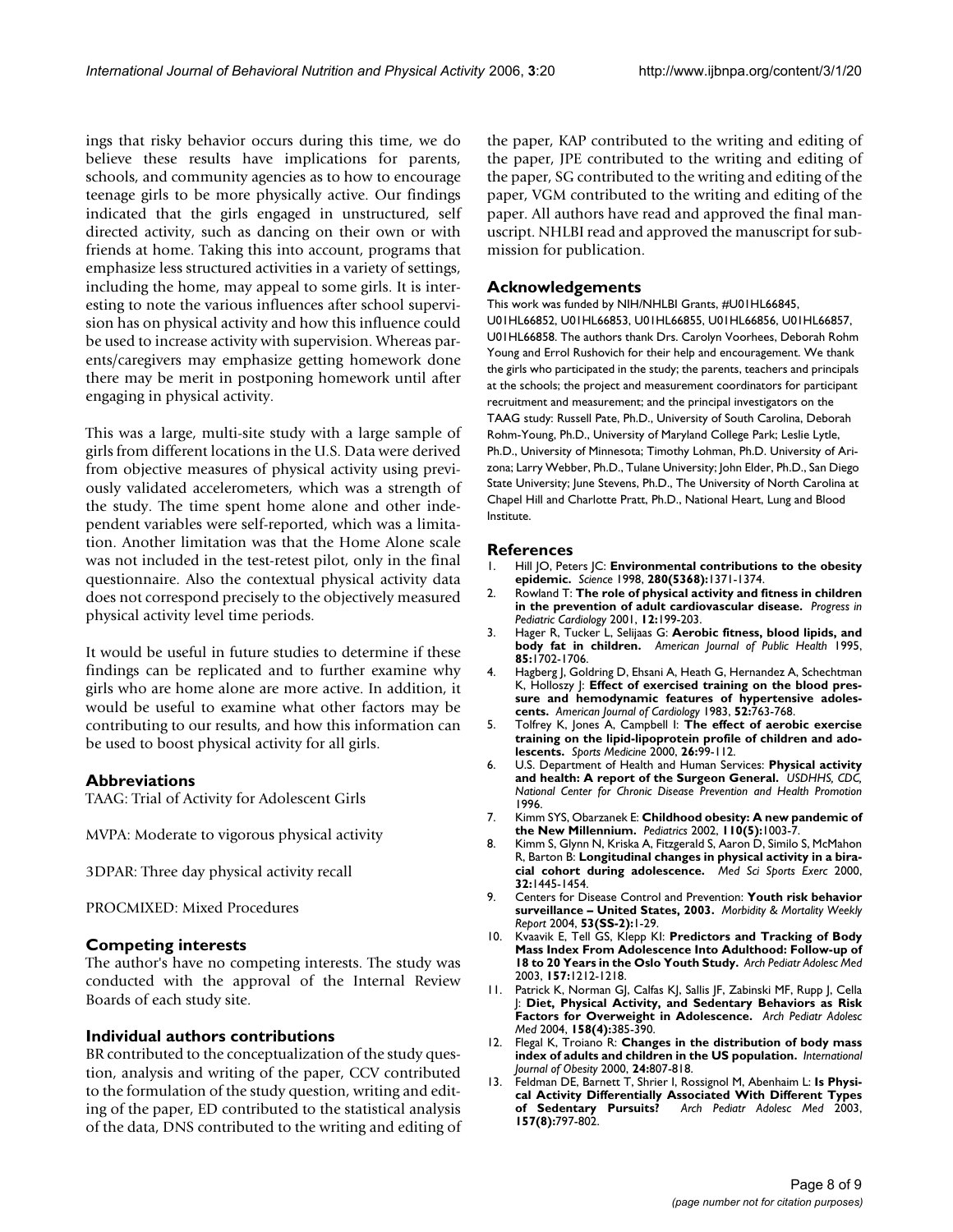ings that risky behavior occurs during this time, we do believe these results have implications for parents, schools, and community agencies as to how to encourage teenage girls to be more physically active. Our findings indicated that the girls engaged in unstructured, self directed activity, such as dancing on their own or with friends at home. Taking this into account, programs that emphasize less structured activities in a variety of settings, including the home, may appeal to some girls. It is interesting to note the various influences after school supervision has on physical activity and how this influence could be used to increase activity with supervision. Whereas parents/caregivers may emphasize getting homework done there may be merit in postponing homework until after engaging in physical activity.

This was a large, multi-site study with a large sample of girls from different locations in the U.S. Data were derived from objective measures of physical activity using previously validated accelerometers, which was a strength of the study. The time spent home alone and other independent variables were self-reported, which was a limitation. Another limitation was that the Home Alone scale was not included in the test-retest pilot, only in the final questionnaire. Also the contextual physical activity data does not correspond precisely to the objectively measured physical activity level time periods.

It would be useful in future studies to determine if these findings can be replicated and to further examine why girls who are home alone are more active. In addition, it would be useful to examine what other factors may be contributing to our results, and how this information can be used to boost physical activity for all girls.

## Abbreviations

TAAG: Trial of Activity for Adolescent Girls

MVPA: Moderate to vigorous physical activity

3DPAR: Three day physical activity recall

PROCMIXED: Mixed Procedures

## Competing interests

The author's have no competing interests. The study was conducted with the approval of the Internal Review Boards of each study site.

## Individual authors contributions

BR contributed to the conceptualization of the study question, analysis and writing of the paper, CCV contributed to the formulation of the study question, writing and editing of the paper, ED contributed to the statistical analysis of the data, DNS contributed to the writing and editing of the paper, KAP contributed to the writing and editing of the paper, JPE contributed to the writing and editing of the paper, SG contributed to the writing and editing of the paper, VGM contributed to the writing and editing of the paper. All authors have read and approved the final manuscript. NHLBI read and approved the manuscript for submission for publication.

## Acknowledgements

This work was funded by NIH/NHLBI Grants, #U01HL66845, U01HL66852, U01HL66853, U01HL66855, U01HL66856, U01HL66857, U01HL66858. The authors thank Drs. Carolyn Voorhees, Deborah Rohm Young and Errol Rushovich for their help and encouragement. We thank the girls who participated in the study; the parents, teachers and principals at the schools; the project and measurement coordinators for participant recruitment and measurement; and the principal investigators on the TAAG study: Russell Pate, Ph.D., University of South Carolina, Deborah Rohm-Young, Ph.D., University of Maryland College Park; Leslie Lytle, Ph.D., University of Minnesota; Timothy Lohman, Ph.D. University of Arizona; Larry Webber, Ph.D., Tulane University; John Elder, Ph.D., San Diego State University; June Stevens, Ph.D., The University of North Carolina at Chapel Hill and Charlotte Pratt, Ph.D., National Heart, Lung and Blood Institute.

## References

1. Hill JO, Peters JC: **Environmental contributions to the obesity epidemic.** *Science* 1998, **280(5368):**1371-1374.
2. Rowland T: **The role of physical activity and fitness in children in the prevention of adult cardiovascular disease.** *Progress in Pediatric Cardiology* 2001, **12:**199-203.
3. Hager R, Tucker L, Selijaas G: **Aerobic fitness, blood lipids, and body fat in children.** *American Journal of Public Health* 1995, **85:**1702-1706.
4. Hagberg J, Goldring D, Ehsani A, Heath G, Hernandez A, Schechtman K, Holloszy J: **Effect of exercised training on the blood pressure and hemodynamic features of hypertensive adolescents.** *American Journal of Cardiology* 1983, **52:**763-768.
5. Tolfrey K, Jones A, Campbell I: **The effect of aerobic exercise training on the lipid-lipoprotein profile of children and adolescents.** *Sports Medicine* 2000, **26:**99-112.
6. U.S. Department of Health and Human Services: **Physical activity and health: A report of the Surgeon General.** *USDHHS, CDC, National Center for Chronic Disease Prevention and Health Promotion* 1996.
7. Kimm SYS, Obarzanek E: **Childhood obesity: A new pandemic of the New Millennium.** *Pediatrics* 2002, **110(5):**1003-7.
8. Kimm S, Glynn N, Kriska A, Fitzgerald S, Aaron D, Similo S, McMahon R, Barton B: **Longitudinal changes in physical activity in a biracial cohort during adolescence.** *Med Sci Sports Exerc* 2000, **32:**1445-1454.
9. Centers for Disease Control and Prevention: **Youth risk behavior surveillance – United States, 2003.** *Morbidity & Mortality Weekly Report* 2004, **53(SS-2):**1-29.
10. Kvaavik E, Tell GS, Klepp KI: **Predictors and Tracking of Body Mass Index From Adolescence Into Adulthood: Follow-up of 18 to 20 Years in the Oslo Youth Study.** *Arch Pediatr Adolesc Med* 2003, **157:**1212-1218.
11. Patrick K, Norman GJ, Calfas KJ, Sallis JF, Zabinski MF, Rupp J, Cella J: **Diet, Physical Activity, and Sedentary Behaviors as Risk Factors for Overweight in Adolescence.** *Arch Pediatr Adolesc Med* 2004, **158(4):**385-390.
12. Flegal K, Troiano R: **Changes in the distribution of body mass index of adults and children in the US population.** *International Journal of Obesity* 2000, **24:**807-818.
13. Feldman DE, Barnett T, Shrier I, Rossignol M, Abenhaim L: **Is Physical Activity Differentially Associated With Different Types of Sedentary Pursuits?** *Arch Pediatr Adolesc Med* 2003, **157(8):**797-802.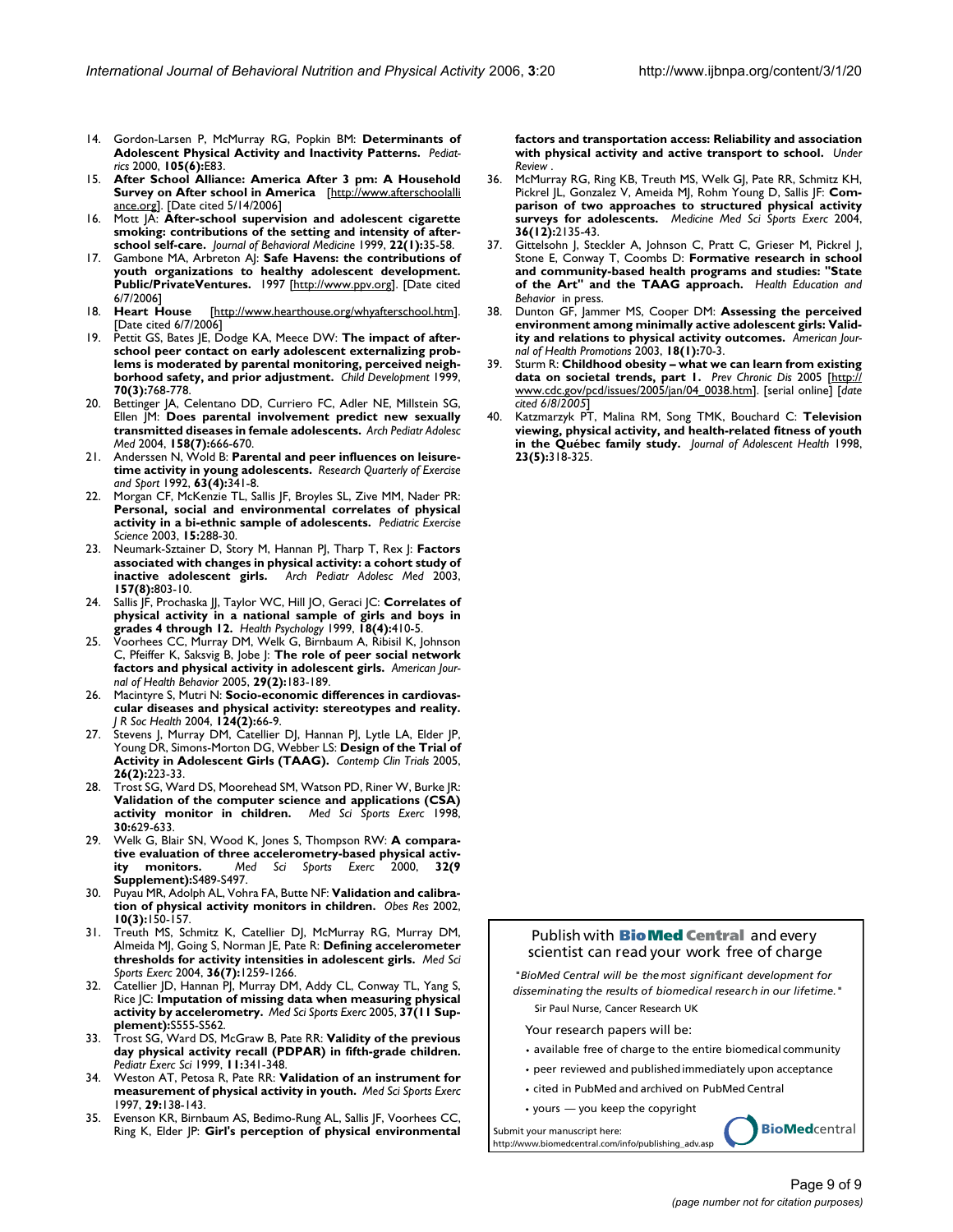14. Gordon-Larsen P, McMurray RG, Popkin BM: **Determinants of Adolescent Physical Activity and Inactivity Patterns.** *Pediatrics* 2000, **105(6):**E83.
15. **After School Alliance: America After 3 pm: A Household Survey on After school in America** [http://www.afterschoolalliance.org]. [Date cited 5/14/2006]
16. Mott JA: **After-school supervision and adolescent cigarette smoking: contributions of the setting and intensity of after-school self-care.** *Journal of Behavioral Medicine* 1999, **22(1):**35-58.
17. Gambone MA, Arbreton AJ: **Safe Havens: the contributions of youth organizations to healthy adolescent development. Public/PrivateVentures.** 1997 [http://www.ppv.org]. [Date cited 6/7/2006]
18. **Heart House** [http://www.hearthouse.org/whyafterschool.htm]. [Date cited 6/7/2006]
19. Pettit GS, Bates JE, Dodge KA, Meece DW: **The impact of after-school peer contact on early adolescent externalizing problems is moderated by parental monitoring, perceived neighborhood safety, and prior adjustment.** *Child Development* 1999, **70(3):**768-778.
20. Bettinger JA, Celentano DD, Curriero FC, Adler NE, Millstein SG, Ellen JM: **Does parental involvement predict new sexually transmitted diseases in female adolescents.** *Arch Pediatr Adolesc Med* 2004, **158(7):**666-670.
21. Anderssen N, Wold B: **Parental and peer influences on leisure-time activity in young adolescents.** *Research Quarterly of Exercise and Sport* 1992, **63(4):**341-8.
22. Morgan CF, McKenzie TL, Sallis JF, Broyles SL, Zive MM, Nader PR: **Personal, social and environmental correlates of physical activity in a bi-ethnic sample of adolescents.** *Pediatric Exercise Science* 2003, **15:**288-30.
23. Neumark-Sztainer D, Story M, Hannan PJ, Tharp T, Rex J: **Factors associated with changes in physical activity: a cohort study of inactive adolescent girls.** *Arch Pediatr Adolesc Med* 2003, **157(8):**803-10.
24. Sallis JF, Prochaska JJ, Taylor WC, Hill JO, Geraci JC: **Correlates of physical activity in a national sample of girls and boys in grades 4 through 12.** *Health Psychology* 1999, **18(4):**410-5.
25. Voorhees CC, Murray DM, Welk G, Birnbaum A, Ribisil K, Johnson C, Pfeiffer K, Saksvig B, Jobe J: **The role of peer social network factors and physical activity in adolescent girls.** *American Journal of Health Behavior* 2005, **29(2):**183-189.
26. Macintyre S, Mutri N: **Socio-economic differences in cardiovascular diseases and physical activity: stereotypes and reality.** *J R Soc Health* 2004, **124(2):**66-9.
27. Stevens J, Murray DM, Catellier DJ, Hannan PJ, Lytle LA, Elder JP, Young DR, Simons-Morton DG, Webber LS: **Design of the Trial of Activity in Adolescent Girls (TAAG).** *Contemp Clin Trials* 2005, **26(2):**223-33.
28. Trost SG, Ward DS, Moorehead SM, Watson PD, Riner W, Burke JR: **Validation of the computer science and applications (CSA) activity monitor in children.** *Med Sci Sports Exerc* 1998, **30:**629-633.
29. Welk G, Blair SN, Wood K, Jones S, Thompson RW: **A comparative evaluation of three accelerometry-based physical activity monitors.** *Med Sci Sports Exerc* 2000, **32(9 Supplement):**S489-S497.
30. Puyau MR, Adolph AL, Vohra FA, Butte NF: **Validation and calibration of physical activity monitors in children.** *Obes Res* 2002, **10(3):**150-157.
31. Treuth MS, Schmitz K, Catellier DJ, McMurray RG, Murray DM, Almeida MJ, Going S, Norman JE, Pate R: **Defining accelerometer thresholds for activity intensities in adolescent girls.** *Med Sci Sports Exerc* 2004, **36(7):**1259-1266.
32. Catellier JD, Hannan PJ, Murray DM, Addy CL, Conway TL, Yang S, Rice JC: **Imputation of missing data when measuring physical activity by accelerometry.** *Med Sci Sports Exerc* 2005, **37(11 Supplement):**S555-S562.
33. Trost SG, Ward DS, McGraw B, Pate RR: **Validity of the previous day physical activity recall (PDPAR) in fifth-grade children.** *Pediatr Exerc Sci* 1999, **11:**341-348.
34. Weston AT, Petosa R, Pate RR: **Validation of an instrument for measurement of physical activity in youth.** *Med Sci Sports Exerc* 1997, **29:**138-143.
35. Evenson KR, Birnbaum AS, Bedimo-Rung AL, Sallis JF, Voorhees CC, Ring K, Elder JP: **Girl's perception of physical environmental factors and transportation access: Reliability and association with physical activity and active transport to school.** *Under Review* .
36. McMurray RG, Ring KB, Treuth MS, Welk GJ, Pate RR, Schmitz KH, Pickrel JL, Gonzalez V, Ameida MJ, Rohm Young D, Sallis JF: **Comparison of two approaches to structured physical activity surveys for adolescents.** *Medicine Med Sci Sports Exerc* 2004, **36(12):**2135-43.
37. Gittelsohn J, Steckler A, Johnson C, Pratt C, Grieser M, Pickrel J, Stone E, Conway T, Coombs D: **Formative research in school and community-based health programs and studies: "State of the Art" and the TAAG approach.** *Health Education and Behavior* in press.
38. Dunton GF, Jammer MS, Cooper DM: **Assessing the perceived environment among minimally active adolescent girls: Validity and relations to physical activity outcomes.** *American Journal of Health Promotions* 2003, **18(1):**70-3.
39. Sturm R: **Childhood obesity – what we can learn from existing data on societal trends, part 1.** *Prev Chronic Dis* 2005 [http://www.cdc.gov/pcd/issues/2005/jan/04_0038.htm]. [serial online] [*date cited 6/8/2005*]
40. Katzmarzyk PT, Malina RM, Song TMK, Bouchard C: **Television viewing, physical activity, and health-related fitness of youth in the Québec family study.** *Journal of Adolescent Health* 1998, **23(5):**318-325.

Publish with **BioMed Central** and every scientist can read your work free of charge

*"BioMed Central will be the most significant development for disseminating the results of biomedical research in our lifetime."*

Sir Paul Nurse, Cancer Research UK

Your research papers will be:

- available free of charge to the entire biomedical community
- peer reviewed and published immediately upon acceptance
- cited in PubMed and archived on PubMed Central
- yours — you keep the copyright

Submit your manuscript here:
http://www.biomedcentral.com/info/publishing_adv.asp

BioMedcentral